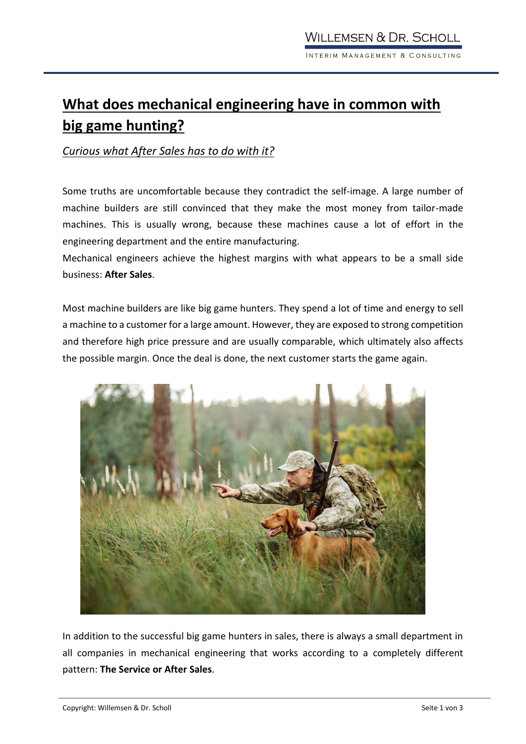# What does mechanical engineering have in common with big game hunting?

*Curious what After Sales has to do with it?*

Some truths are uncomfortable because they contradict the self-image. A large number of machine builders are still convinced that they make the most money from tailor-made machines. This is usually wrong, because these machines cause a lot of effort in the engineering department and the entire manufacturing.
Mechanical engineers achieve the highest margins with what appears to be a small side business: **After Sales**.

Most machine builders are like big game hunters. They spend a lot of time and energy to sell a machine to a customer for a large amount. However, they are exposed to strong competition and therefore high price pressure and are usually comparable, which ultimately also affects the possible margin. Once the deal is done, the next customer starts the game again.

In addition to the successful big game hunters in sales, there is always a small department in all companies in mechanical engineering that works according to a completely different pattern: **The Service or After Sales**.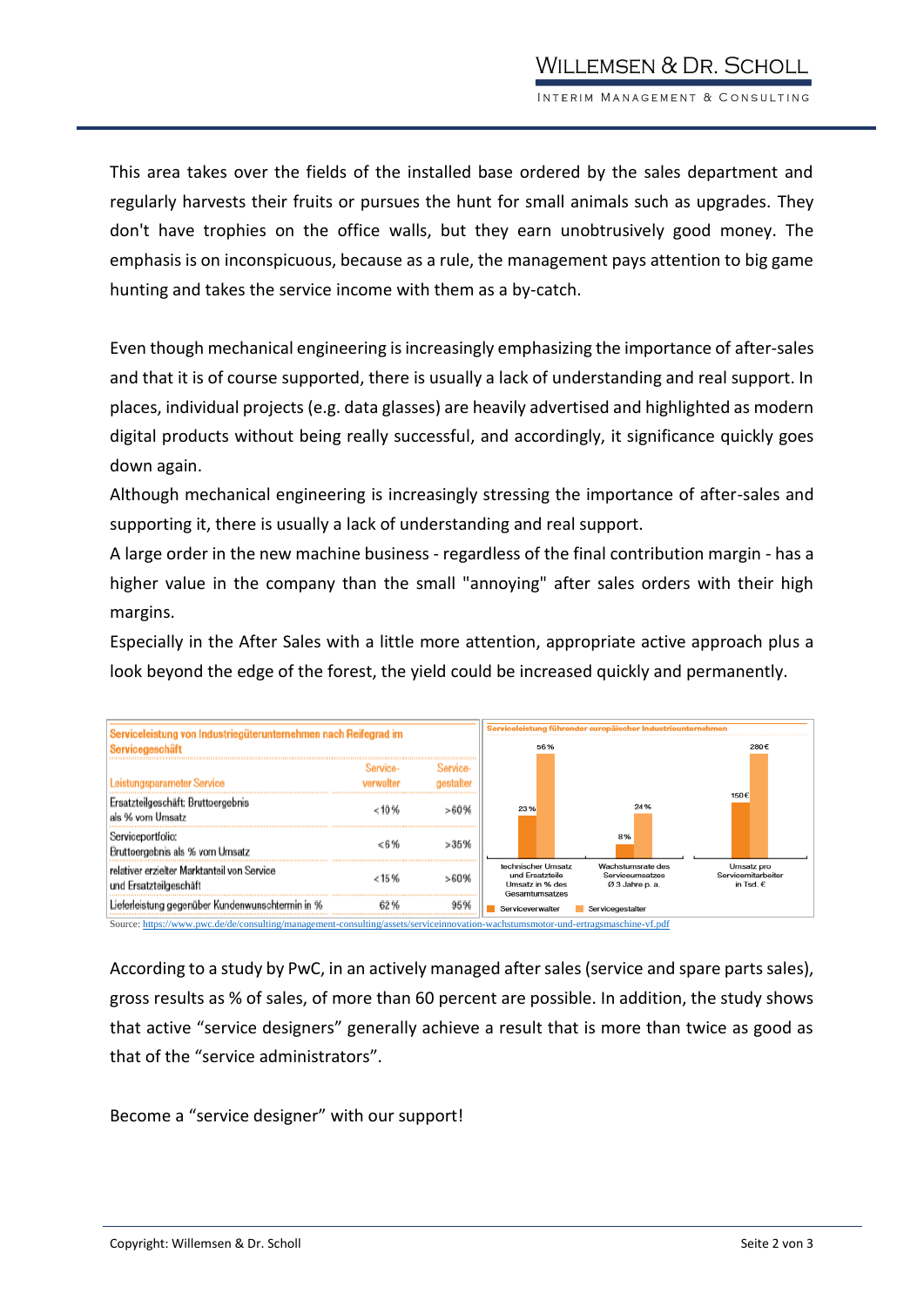This area takes over the fields of the installed base ordered by the sales department and regularly harvests their fruits or pursues the hunt for small animals such as upgrades. They don't have trophies on the office walls, but they earn unobtrusively good money. The emphasis is on inconspicuous, because as a rule, the management pays attention to big game hunting and takes the service income with them as a by-catch.

Even though mechanical engineering is increasingly emphasizing the importance of after-sales and that it is of course supported, there is usually a lack of understanding and real support. In places, individual projects (e.g. data glasses) are heavily advertised and highlighted as modern digital products without being really successful, and accordingly, it significance quickly goes down again.

Although mechanical engineering is increasingly stressing the importance of after-sales and supporting it, there is usually a lack of understanding and real support.

A large order in the new machine business - regardless of the final contribution margin - has a higher value in the company than the small "annoying" after sales orders with their high margins.

Especially in the After Sales with a little more attention, appropriate active approach plus a look beyond the edge of the forest, the yield could be increased quickly and permanently.

**Serviceleistung von Industriegüterunternehmen nach Reifegrad im Servicegeschäft**

| Leistungsparameter Service | Service-verwalter | Service-gestalter |
|---|---|---|
| Ersatzteilgeschäft: Bruttoergebnis als % vom Umsatz | <10 % | >60 % |
| Serviceportfolio: Bruttoergebnis als % vom Umsatz | <6 % | >35 % |
| relativer erzielter Marktanteil von Service und Ersatzteilgeschäft | <15 % | >60 % |
| Lieferleistung gegenüber Kundenwunschtermin in % | 62 % | 95 % |

**Serviceleistung führender europäischer Industrieunternehmen**

| | Serviceverwalter | Servicegestalter |
|---|---|---|
| technischer Umsatz und Ersatzteile Umsatz in % des Gesamtumsatzes | 23 % | 56 % |
| Wachstumsrate des Serviceumsatzes Ø 3 Jahre p. a. | 8 % | 24 % |
| Umsatz pro Servicemitarbeiter in Tsd. € | 150 € | 280 € |

Source: https://www.pwc.de/de/consulting/management-consulting/assets/serviceinnovation-wachstumsmotor-und-ertragsmaschine-vf.pdf

According to a study by PwC, in an actively managed after sales (service and spare parts sales), gross results as % of sales, of more than 60 percent are possible. In addition, the study shows that active "service designers" generally achieve a result that is more than twice as good as that of the "service administrators".

Become a "service designer" with our support!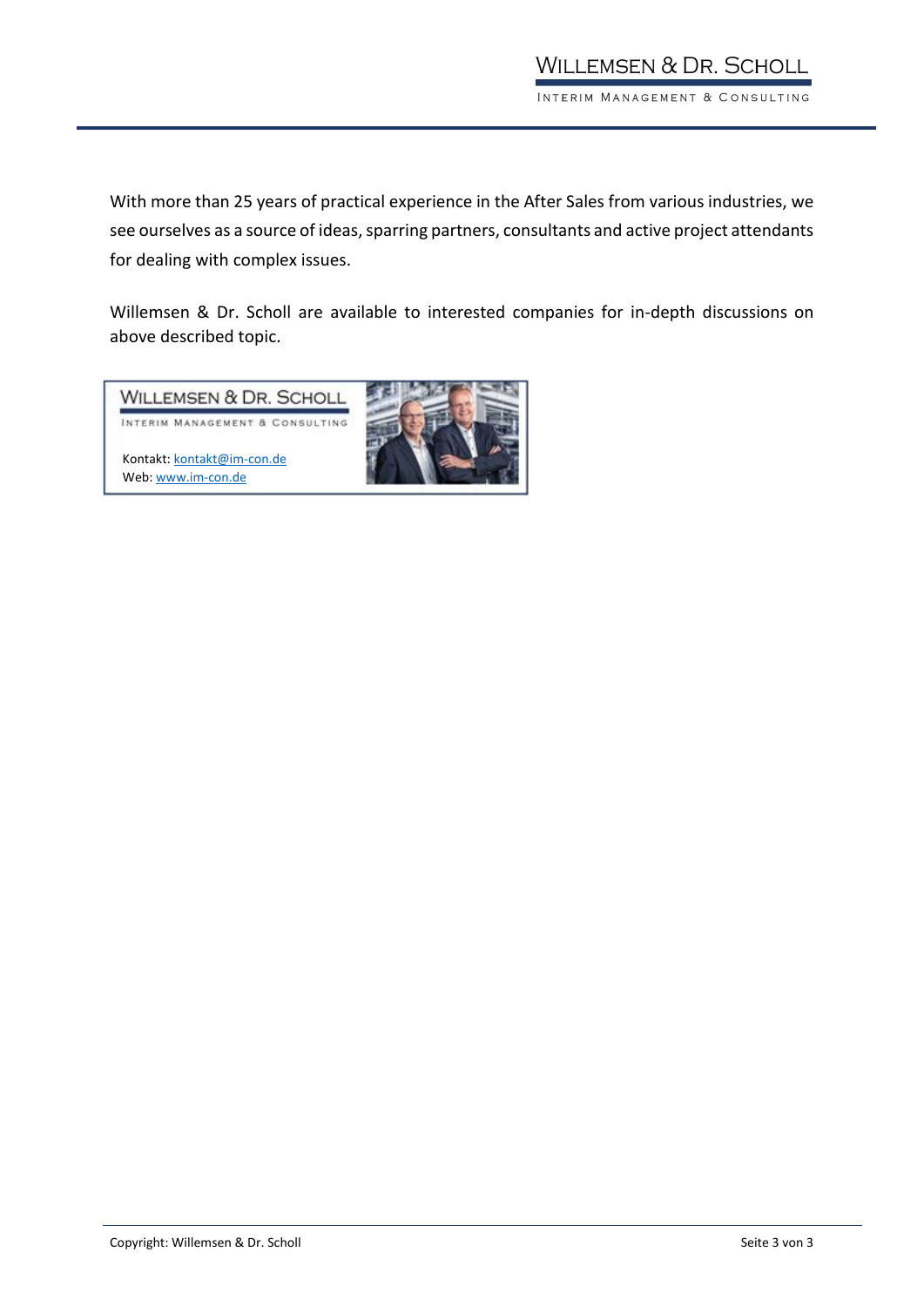With more than 25 years of practical experience in the After Sales from various industries, we see ourselves as a source of ideas, sparring partners, consultants and active project attendants for dealing with complex issues.

Willemsen & Dr. Scholl are available to interested companies for in-depth discussions on above described topic.

WILLEMSEN & DR. SCHOLL
INTERIM MANAGEMENT & CONSULTING

Kontakt: kontakt@im-con.de
Web: www.im-con.de

Copyright: Willemsen & Dr. Scholl